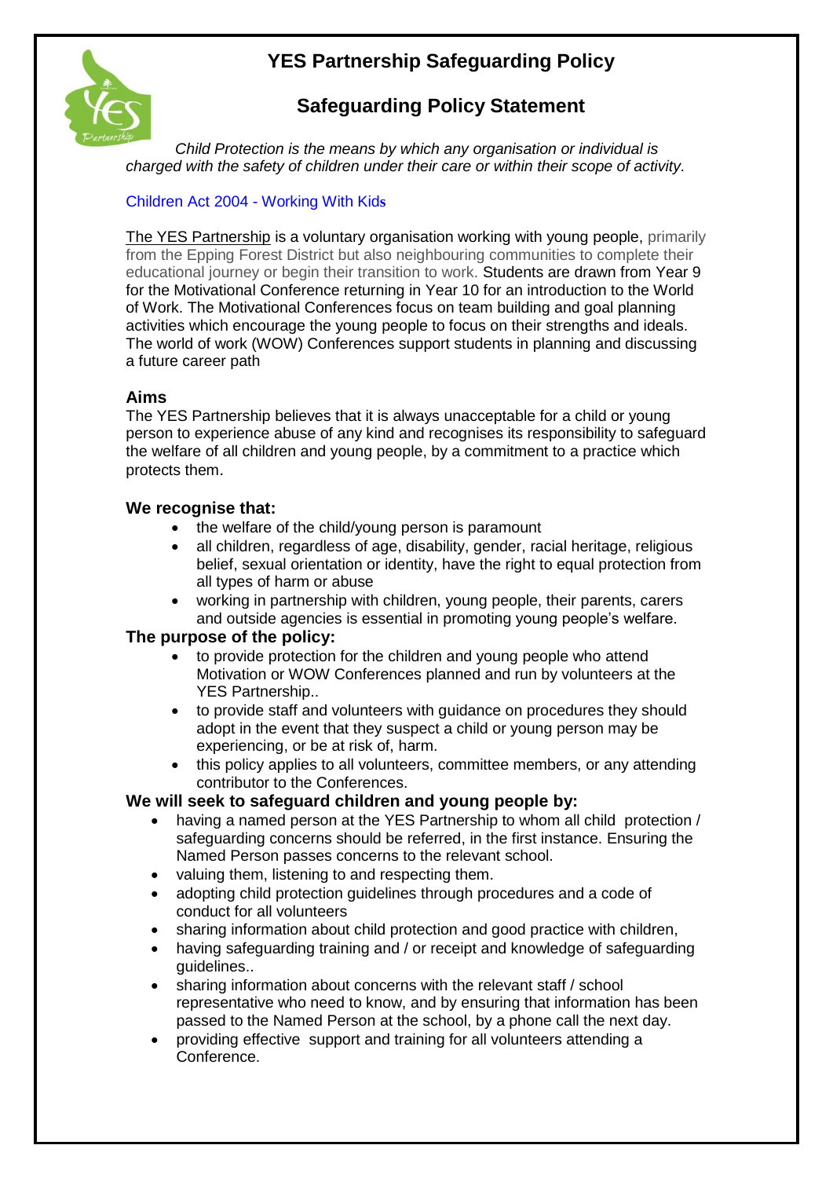# YES Partnership Safeguarding Policy

## Safeguarding Policy Statement

*Child Protection is the means by which any organisation or individual is charged with the safety of children under their care or within their scope of activity.*

Children Act 2004 - Working With Kids

The YES Partnership is a voluntary organisation working with young people, primarily from the Epping Forest District but also neighbouring communities to complete their educational journey or begin their transition to work. Students are drawn from Year 9 for the Motivational Conference returning in Year 10 for an introduction to the World of Work. The Motivational Conferences focus on team building and goal planning activities which encourage the young people to focus on their strengths and ideals. The world of work (WOW) Conferences support students in planning and discussing a future career path

### Aims

The YES Partnership believes that it is always unacceptable for a child or young person to experience abuse of any kind and recognises its responsibility to safeguard the welfare of all children and young people, by a commitment to a practice which protects them.

### We recognise that:

- the welfare of the child/young person is paramount
- all children, regardless of age, disability, gender, racial heritage, religious belief, sexual orientation or identity, have the right to equal protection from all types of harm or abuse
- working in partnership with children, young people, their parents, carers and outside agencies is essential in promoting young people's welfare.

### The purpose of the policy:

- to provide protection for the children and young people who attend Motivation or WOW Conferences planned and run by volunteers at the YES Partnership..
- to provide staff and volunteers with guidance on procedures they should adopt in the event that they suspect a child or young person may be experiencing, or be at risk of, harm.
- this policy applies to all volunteers, committee members, or any attending contributor to the Conferences.

### We will seek to safeguard children and young people by:

- having a named person at the YES Partnership to whom all child protection / safeguarding concerns should be referred, in the first instance. Ensuring the Named Person passes concerns to the relevant school.
- valuing them, listening to and respecting them.
- adopting child protection guidelines through procedures and a code of conduct for all volunteers
- sharing information about child protection and good practice with children,
- having safeguarding training and / or receipt and knowledge of safeguarding guidelines..
- sharing information about concerns with the relevant staff / school representative who need to know, and by ensuring that information has been passed to the Named Person at the school, by a phone call the next day.
- providing effective support and training for all volunteers attending a Conference.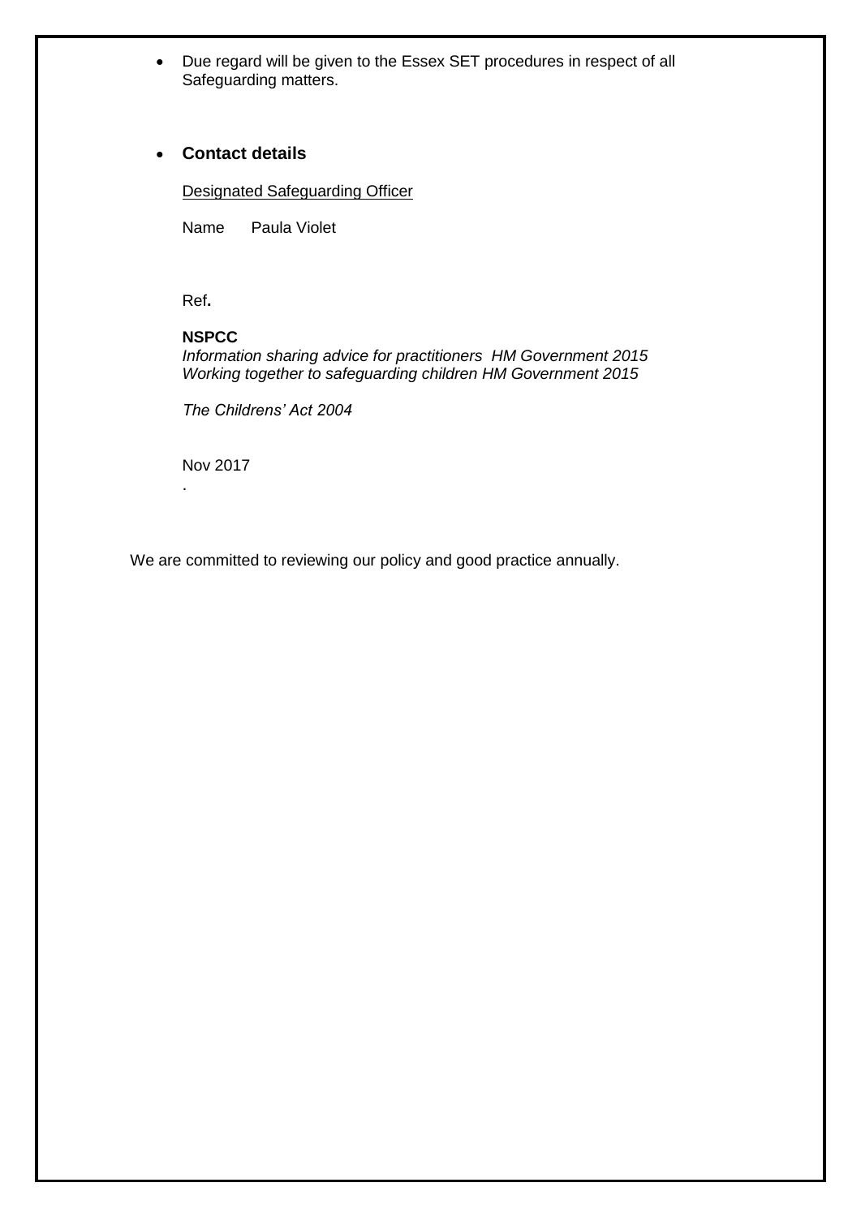- Due regard will be given to the Essex SET procedures in respect of all Safeguarding matters.

- **Contact details**

  Designated Safeguarding Officer

  Name Paula Violet

  Ref**.**

  **NSPCC**
  *Information sharing advice for practitioners HM Government 2015*
  *Working together to safeguarding children HM Government 2015*

  *The Childrens' Act 2004*

  Nov 2017
  .

We are committed to reviewing our policy and good practice annually.